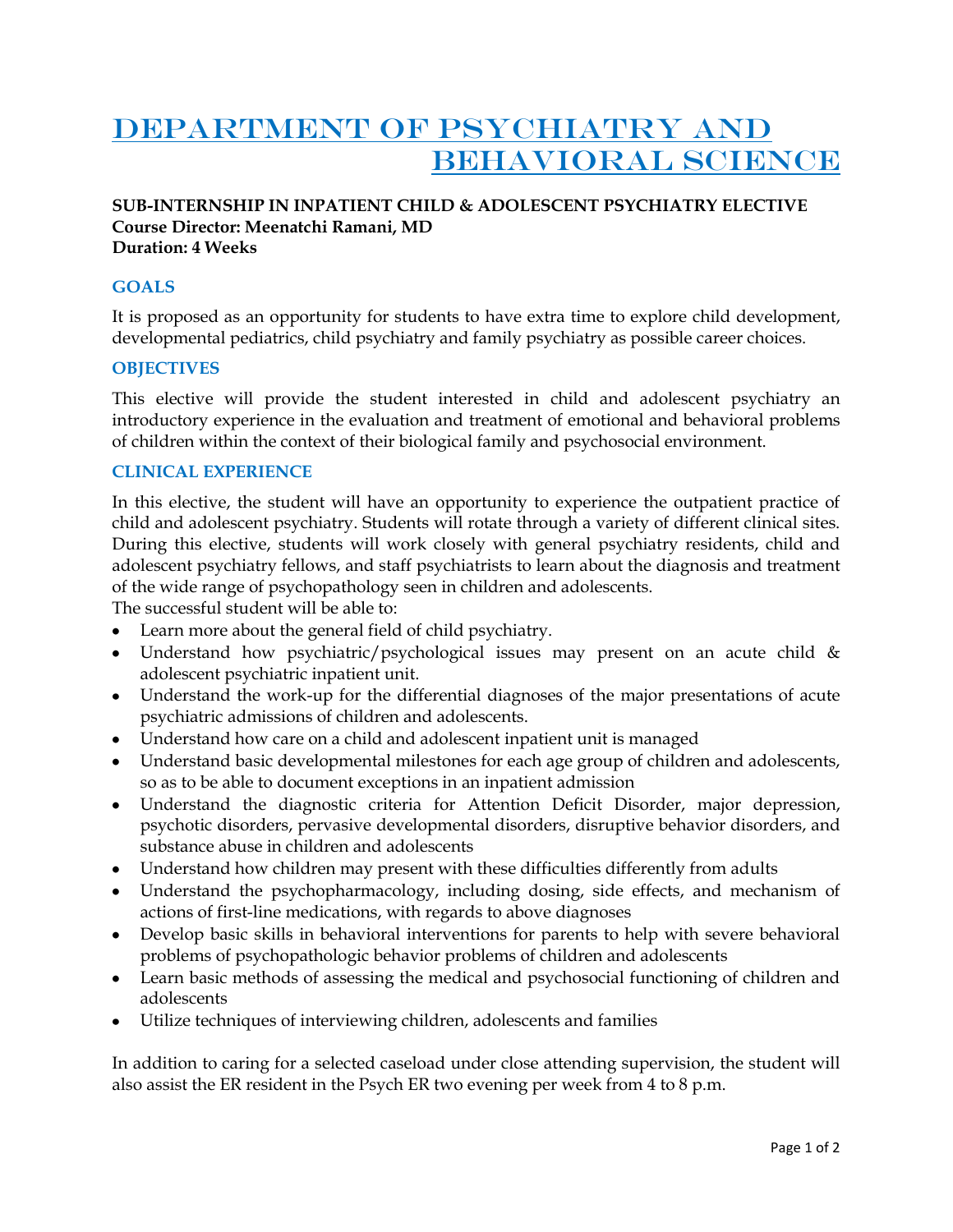# DEPARTMENT OF PSYCHIATRY AND BEHAVIORAL SCIENCE

**SUB-INTERNSHIP IN INPATIENT CHILD & ADOLESCENT PSYCHIATRY ELECTIVE**
**Course Director: Meenatchi Ramani, MD**
**Duration: 4 Weeks**

## GOALS

It is proposed as an opportunity for students to have extra time to explore child development, developmental pediatrics, child psychiatry and family psychiatry as possible career choices.

## OBJECTIVES

This elective will provide the student interested in child and adolescent psychiatry an introductory experience in the evaluation and treatment of emotional and behavioral problems of children within the context of their biological family and psychosocial environment.

## CLINICAL EXPERIENCE

In this elective, the student will have an opportunity to experience the outpatient practice of child and adolescent psychiatry. Students will rotate through a variety of different clinical sites. During this elective, students will work closely with general psychiatry residents, child and adolescent psychiatry fellows, and staff psychiatrists to learn about the diagnosis and treatment of the wide range of psychopathology seen in children and adolescents.
The successful student will be able to:

- Learn more about the general field of child psychiatry.
- Understand how psychiatric/psychological issues may present on an acute child & adolescent psychiatric inpatient unit.
- Understand the work-up for the differential diagnoses of the major presentations of acute psychiatric admissions of children and adolescents.
- Understand how care on a child and adolescent inpatient unit is managed
- Understand basic developmental milestones for each age group of children and adolescents, so as to be able to document exceptions in an inpatient admission
- Understand the diagnostic criteria for Attention Deficit Disorder, major depression, psychotic disorders, pervasive developmental disorders, disruptive behavior disorders, and substance abuse in children and adolescents
- Understand how children may present with these difficulties differently from adults
- Understand the psychopharmacology, including dosing, side effects, and mechanism of actions of first-line medications, with regards to above diagnoses
- Develop basic skills in behavioral interventions for parents to help with severe behavioral problems of psychopathologic behavior problems of children and adolescents
- Learn basic methods of assessing the medical and psychosocial functioning of children and adolescents
- Utilize techniques of interviewing children, adolescents and families

In addition to caring for a selected caseload under close attending supervision, the student will also assist the ER resident in the Psych ER two evening per week from 4 to 8 p.m.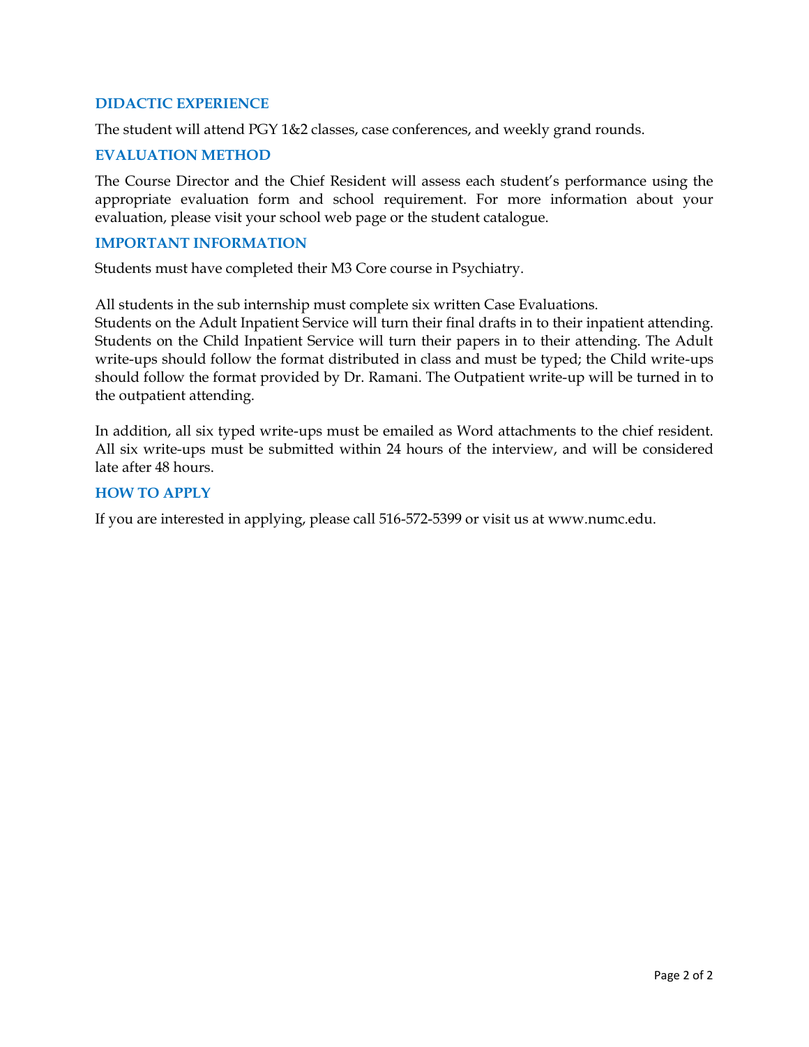## DIDACTIC EXPERIENCE

The student will attend PGY 1&2 classes, case conferences, and weekly grand rounds.

## EVALUATION METHOD

The Course Director and the Chief Resident will assess each student's performance using the appropriate evaluation form and school requirement. For more information about your evaluation, please visit your school web page or the student catalogue.

## IMPORTANT INFORMATION

Students must have completed their M3 Core course in Psychiatry.

All students in the sub internship must complete six written Case Evaluations.
Students on the Adult Inpatient Service will turn their final drafts in to their inpatient attending. Students on the Child Inpatient Service will turn their papers in to their attending. The Adult write-ups should follow the format distributed in class and must be typed; the Child write-ups should follow the format provided by Dr. Ramani. The Outpatient write-up will be turned in to the outpatient attending.

In addition, all six typed write-ups must be emailed as Word attachments to the chief resident. All six write-ups must be submitted within 24 hours of the interview, and will be considered late after 48 hours.

## HOW TO APPLY

If you are interested in applying, please call 516-572-5399 or visit us at www.numc.edu.